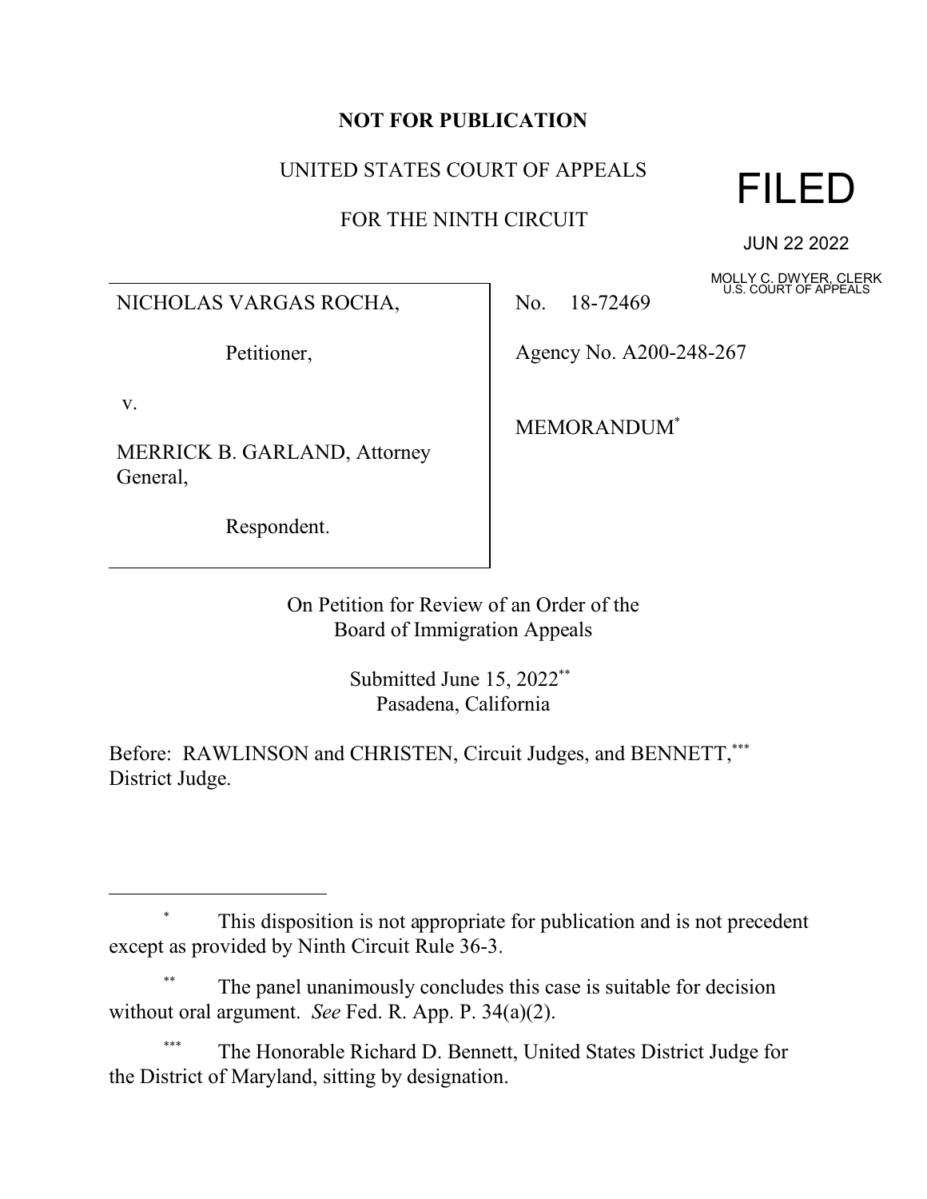**NOT FOR PUBLICATION**

UNITED STATES COURT OF APPEALS

FOR THE NINTH CIRCUIT

FILED

JUN 22 2022

MOLLY C. DWYER, CLERK
U.S. COURT OF APPEALS

NICHOLAS VARGAS ROCHA,

Petitioner,

v.

MERRICK B. GARLAND, Attorney General,

Respondent.

No. 18-72469

Agency No. A200-248-267

MEMORANDUM*

On Petition for Review of an Order of the
Board of Immigration Appeals

Submitted June 15, 2022**
Pasadena, California

Before: RAWLINSON and CHRISTEN, Circuit Judges, and BENNETT,*** District Judge.

---

\* This disposition is not appropriate for publication and is not precedent except as provided by Ninth Circuit Rule 36-3.

\*\* The panel unanimously concludes this case is suitable for decision without oral argument. *See* Fed. R. App. P. 34(a)(2).

\*\*\* The Honorable Richard D. Bennett, United States District Judge for the District of Maryland, sitting by designation.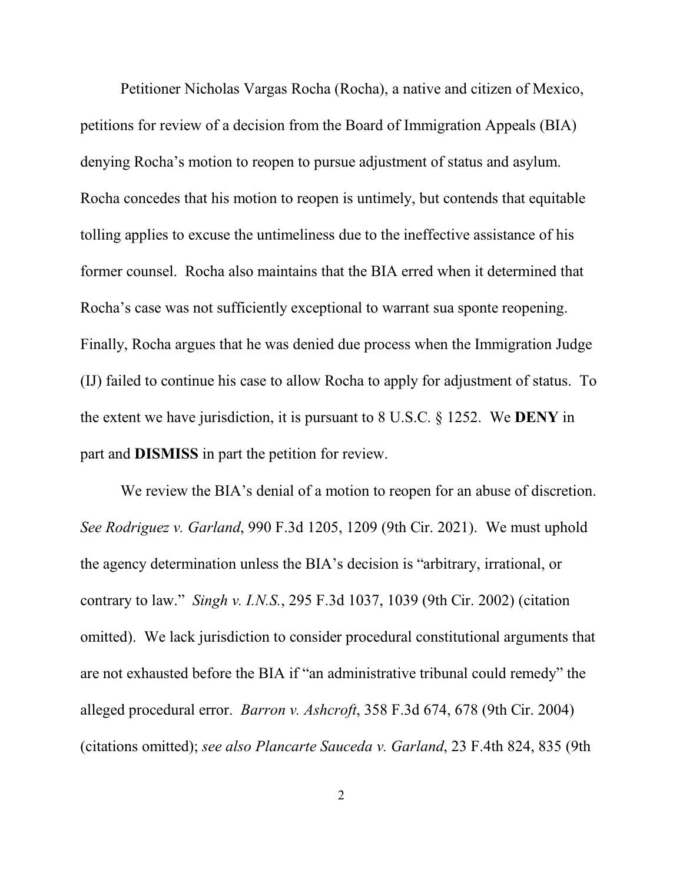Petitioner Nicholas Vargas Rocha (Rocha), a native and citizen of Mexico, petitions for review of a decision from the Board of Immigration Appeals (BIA) denying Rocha's motion to reopen to pursue adjustment of status and asylum. Rocha concedes that his motion to reopen is untimely, but contends that equitable tolling applies to excuse the untimeliness due to the ineffective assistance of his former counsel. Rocha also maintains that the BIA erred when it determined that Rocha's case was not sufficiently exceptional to warrant sua sponte reopening. Finally, Rocha argues that he was denied due process when the Immigration Judge (IJ) failed to continue his case to allow Rocha to apply for adjustment of status. To the extent we have jurisdiction, it is pursuant to 8 U.S.C. § 1252. We **DENY** in part and **DISMISS** in part the petition for review.

We review the BIA's denial of a motion to reopen for an abuse of discretion. *See Rodriguez v. Garland*, 990 F.3d 1205, 1209 (9th Cir. 2021). We must uphold the agency determination unless the BIA's decision is "arbitrary, irrational, or contrary to law." *Singh v. I.N.S.*, 295 F.3d 1037, 1039 (9th Cir. 2002) (citation omitted). We lack jurisdiction to consider procedural constitutional arguments that are not exhausted before the BIA if "an administrative tribunal could remedy" the alleged procedural error. *Barron v. Ashcroft*, 358 F.3d 674, 678 (9th Cir. 2004) (citations omitted); *see also Plancarte Sauceda v. Garland*, 23 F.4th 824, 835 (9th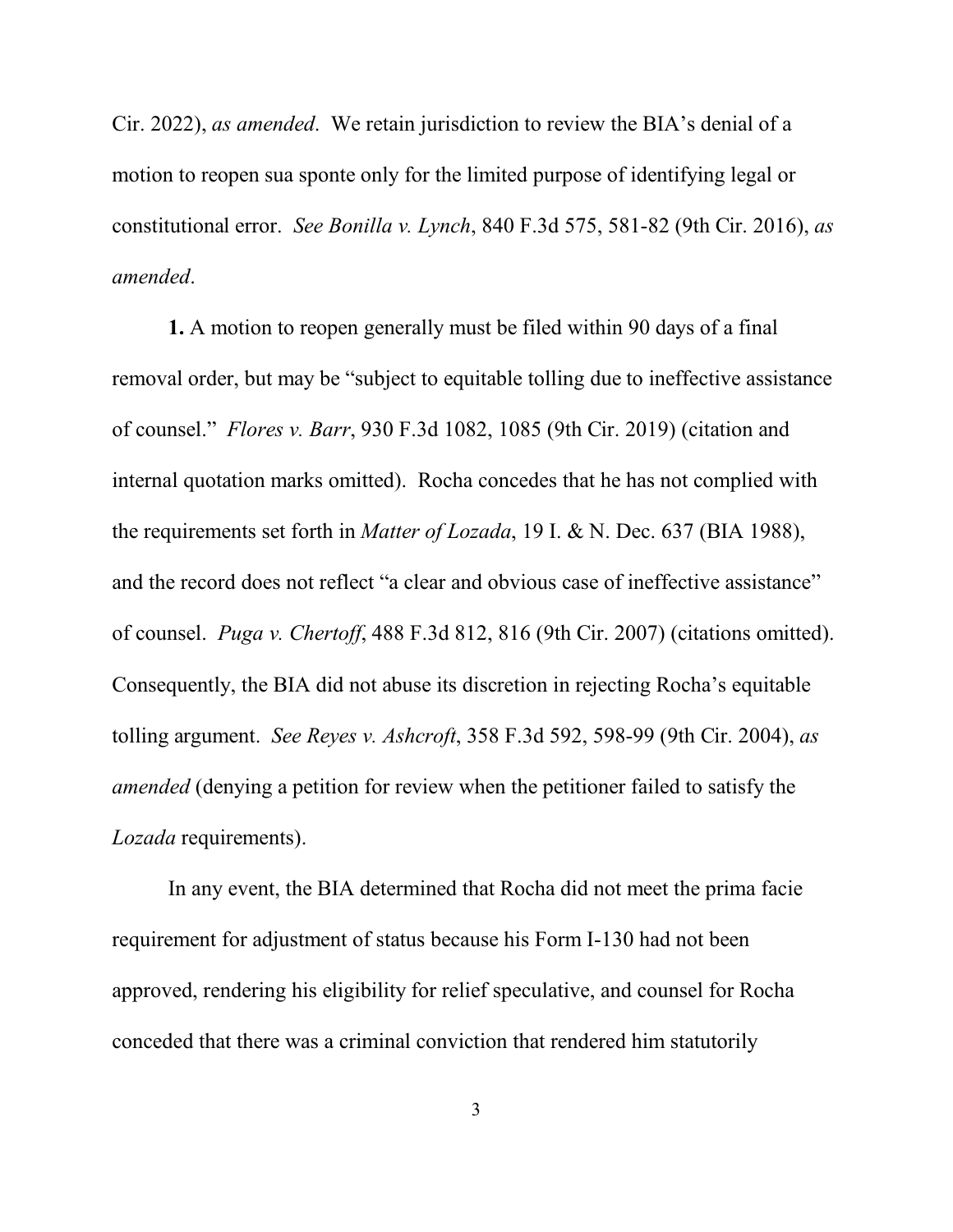Cir. 2022), *as amended*. We retain jurisdiction to review the BIA's denial of a motion to reopen sua sponte only for the limited purpose of identifying legal or constitutional error. *See Bonilla v. Lynch*, 840 F.3d 575, 581-82 (9th Cir. 2016), *as amended*.

**1.** A motion to reopen generally must be filed within 90 days of a final removal order, but may be "subject to equitable tolling due to ineffective assistance of counsel." *Flores v. Barr*, 930 F.3d 1082, 1085 (9th Cir. 2019) (citation and internal quotation marks omitted). Rocha concedes that he has not complied with the requirements set forth in *Matter of Lozada*, 19 I. & N. Dec. 637 (BIA 1988), and the record does not reflect "a clear and obvious case of ineffective assistance" of counsel. *Puga v. Chertoff*, 488 F.3d 812, 816 (9th Cir. 2007) (citations omitted). Consequently, the BIA did not abuse its discretion in rejecting Rocha's equitable tolling argument. *See Reyes v. Ashcroft*, 358 F.3d 592, 598-99 (9th Cir. 2004), *as amended* (denying a petition for review when the petitioner failed to satisfy the *Lozada* requirements).

In any event, the BIA determined that Rocha did not meet the prima facie requirement for adjustment of status because his Form I-130 had not been approved, rendering his eligibility for relief speculative, and counsel for Rocha conceded that there was a criminal conviction that rendered him statutorily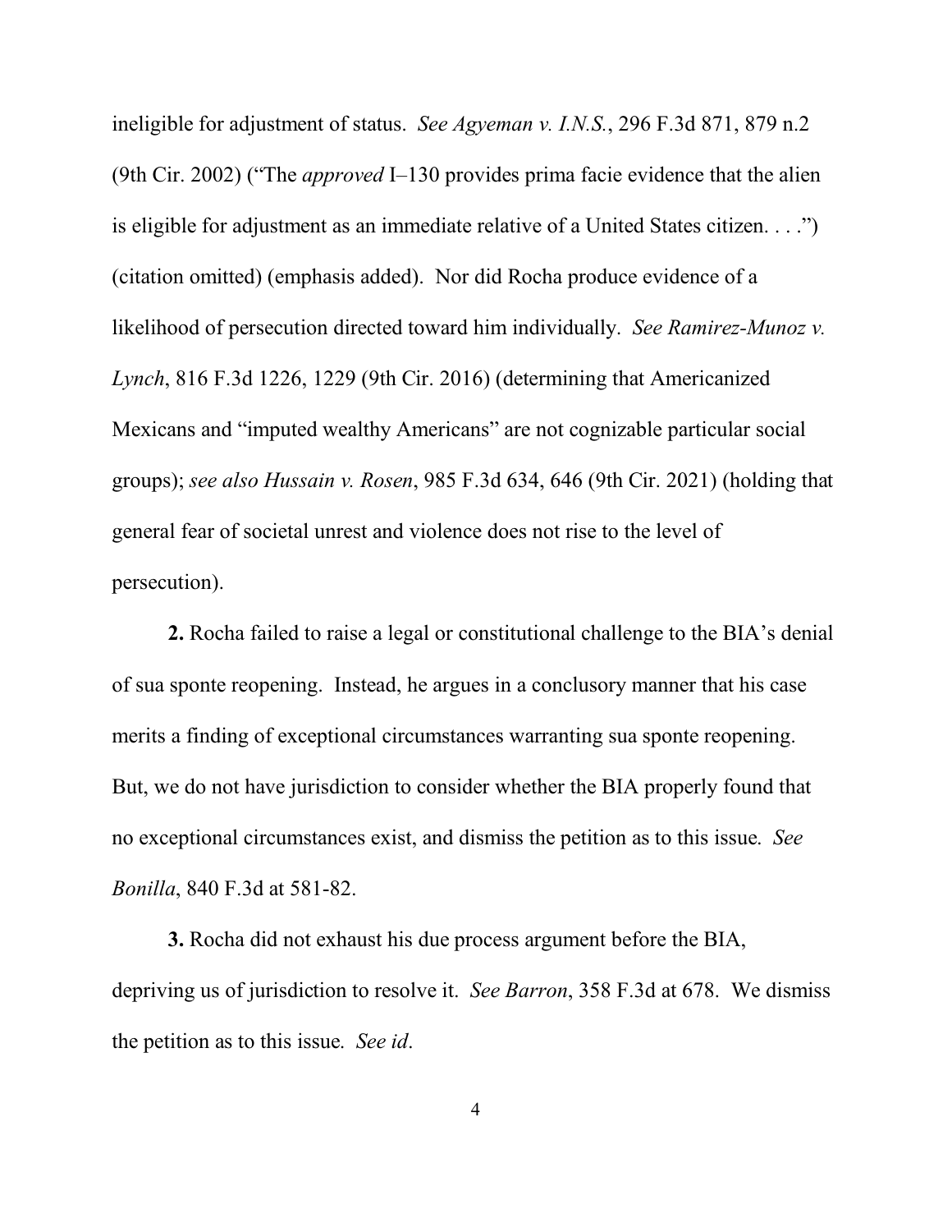ineligible for adjustment of status. *See Agyeman v. I.N.S.*, 296 F.3d 871, 879 n.2 (9th Cir. 2002) ("The *approved* I–130 provides prima facie evidence that the alien is eligible for adjustment as an immediate relative of a United States citizen. . . .") (citation omitted) (emphasis added). Nor did Rocha produce evidence of a likelihood of persecution directed toward him individually. *See Ramirez-Munoz v. Lynch*, 816 F.3d 1226, 1229 (9th Cir. 2016) (determining that Americanized Mexicans and "imputed wealthy Americans" are not cognizable particular social groups); *see also Hussain v. Rosen*, 985 F.3d 634, 646 (9th Cir. 2021) (holding that general fear of societal unrest and violence does not rise to the level of persecution).

**2.** Rocha failed to raise a legal or constitutional challenge to the BIA's denial of sua sponte reopening. Instead, he argues in a conclusory manner that his case merits a finding of exceptional circumstances warranting sua sponte reopening. But, we do not have jurisdiction to consider whether the BIA properly found that no exceptional circumstances exist, and dismiss the petition as to this issue. *See Bonilla*, 840 F.3d at 581-82.

**3.** Rocha did not exhaust his due process argument before the BIA, depriving us of jurisdiction to resolve it. *See Barron*, 358 F.3d at 678. We dismiss the petition as to this issue. *See id*.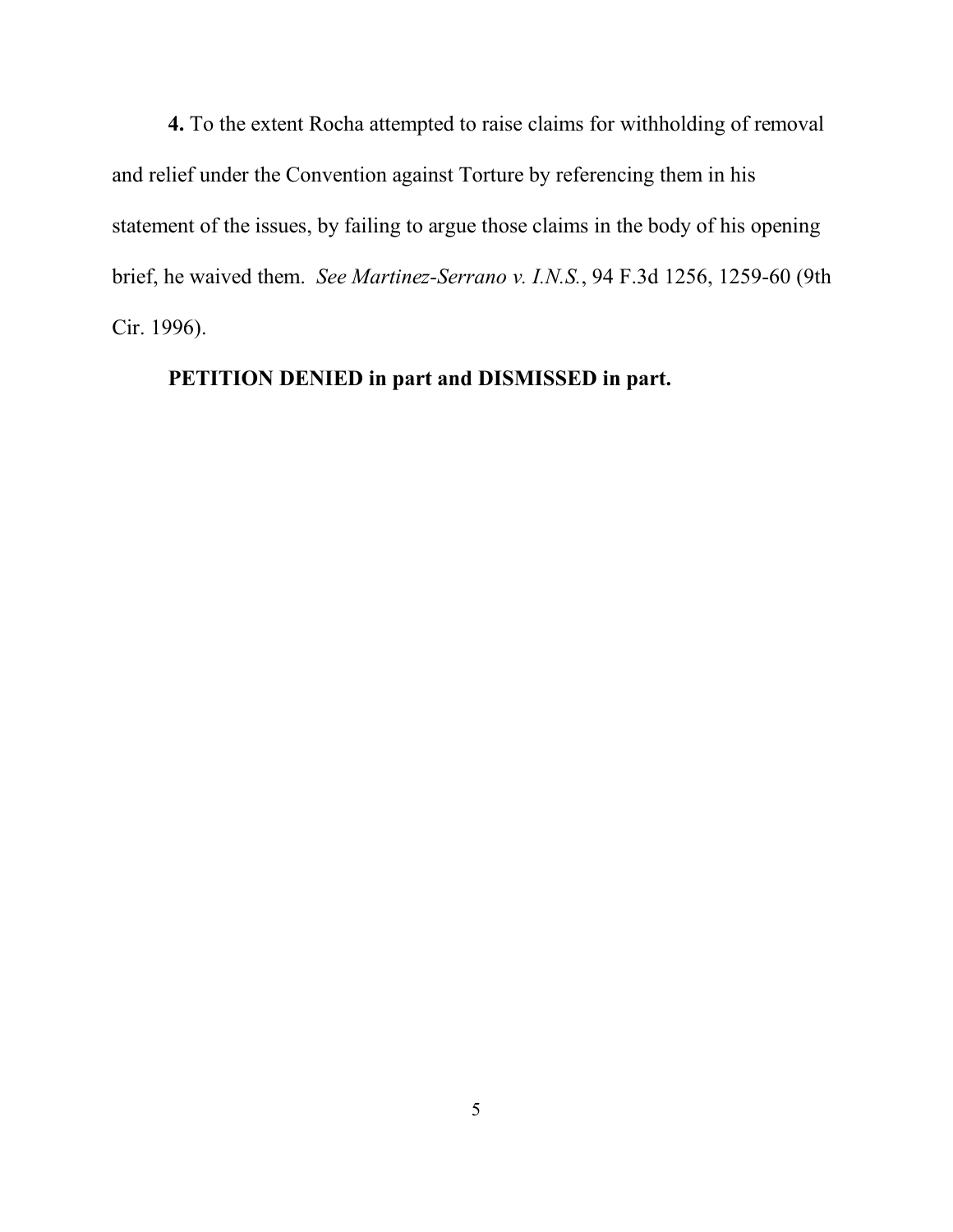**4.** To the extent Rocha attempted to raise claims for withholding of removal and relief under the Convention against Torture by referencing them in his statement of the issues, by failing to argue those claims in the body of his opening brief, he waived them. *See Martinez-Serrano v. I.N.S.*, 94 F.3d 1256, 1259-60 (9th Cir. 1996).

**PETITION DENIED in part and DISMISSED in part.**